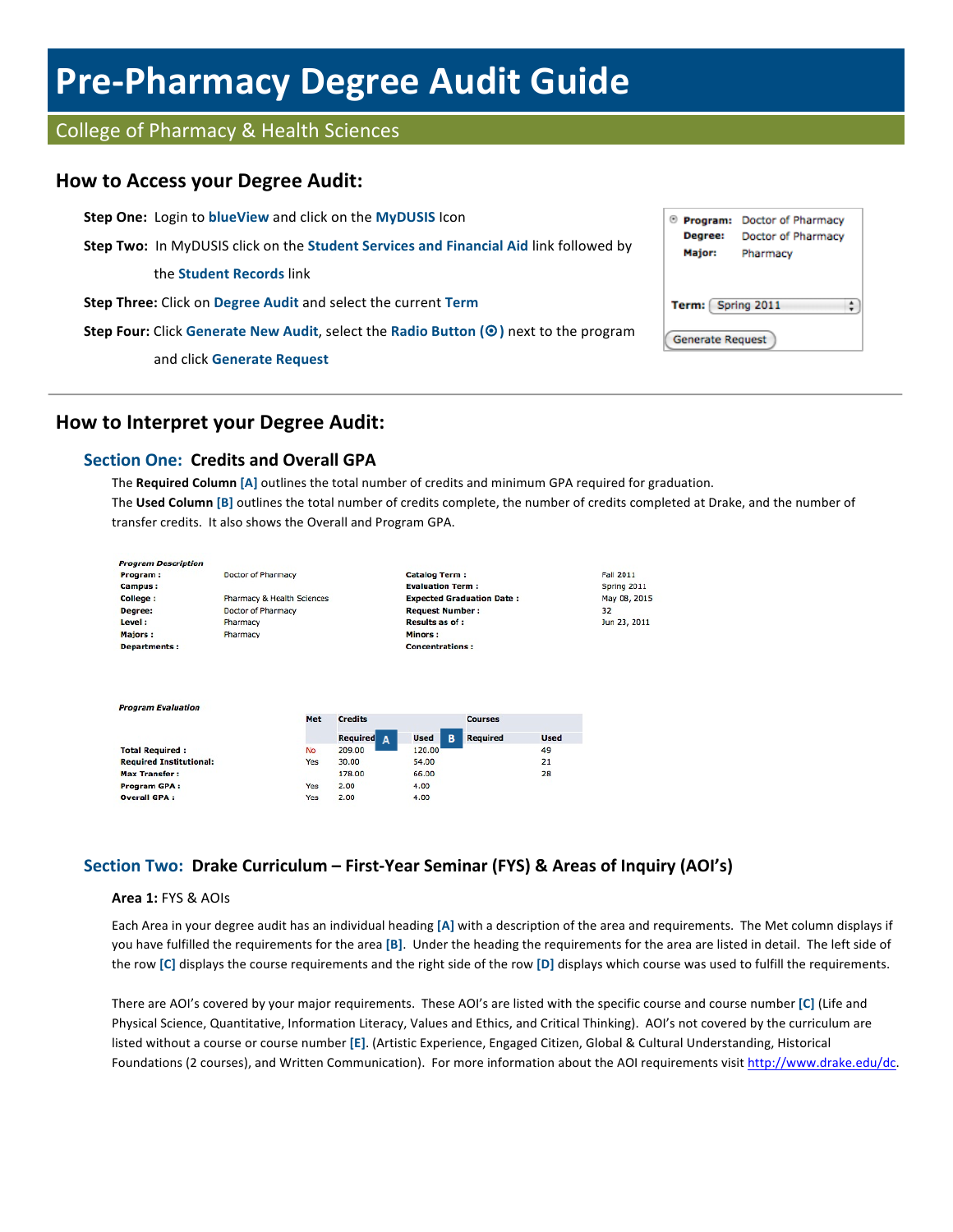# Pre-Pharmacy Degree Audit Guide

## College of Pharmacy & Health Sciences

## How to Access your Degree Audit:

**Step One:** Login to **blueView** and click on the **MyDUSIS** Icon

**Step Two:** In MyDUSIS click on the **Student Services and Financial Aid** link followed by the **Student Records** link

**Step Three:** Click on **Degree Audit** and select the current **Term**

**Step Four:** Click **Generate New Audit**, select the **Radio Button (⦿)** next to the program and click **Generate Request**

| | |
|---|---|
| ⦿ **Program:** | Doctor of Pharmacy |
| **Degree:** | Doctor of Pharmacy |
| **Major:** | Pharmacy |
| **Term:** | Spring 2011 |
| Generate Request | |

## How to Interpret your Degree Audit:

### Section One: Credits and Overall GPA

The **Required Column [A]** outlines the total number of credits and minimum GPA required for graduation.

The **Used Column [B]** outlines the total number of credits complete, the number of credits completed at Drake, and the number of transfer credits. It also shows the Overall and Program GPA.

*Program Description*

| | | | |
|---|---|---|---|
| **Program :** | Doctor of Pharmacy | **Catalog Term :** | Fall 2011 |
| **Campus :** | | **Evaluation Term :** | Spring 2011 |
| **College :** | Pharmacy & Health Sciences | **Expected Graduation Date :** | May 08, 2015 |
| **Degree:** | Doctor of Pharmacy | **Request Number :** | 32 |
| **Level :** | Pharmacy | **Results as of :** | Jun 23, 2011 |
| **Majors :** | Pharmacy | **Minors :** | |
| **Departments :** | | **Concentrations :** | |

*Program Evaluation*

| | Met | Credits | | Courses | |
|---|---|---|---|---|---|
| | | Required [A] | Used [B] | Required | Used |
| **Total Required :** | No | 209.00 | 120.00 | | 49 |
| **Required Institutional:** | Yes | 30.00 | 54.00 | | 21 |
| **Max Transfer :** | | 178.00 | 66.00 | | 28 |
| **Program GPA :** | Yes | 2.00 | 4.00 | | |
| **Overall GPA :** | Yes | 2.00 | 4.00 | | |

### Section Two: Drake Curriculum – First-Year Seminar (FYS) & Areas of Inquiry (AOI's)

**Area 1:** FYS & AOIs

Each Area in your degree audit has an individual heading **[A]** with a description of the area and requirements. The Met column displays if you have fulfilled the requirements for the area **[B]**. Under the heading the requirements for the area are listed in detail. The left side of the row **[C]** displays the course requirements and the right side of the row **[D]** displays which course was used to fulfill the requirements.

There are AOI's covered by your major requirements. These AOI's are listed with the specific course and course number **[C]** (Life and Physical Science, Quantitative, Information Literacy, Values and Ethics, and Critical Thinking). AOI's not covered by the curriculum are listed without a course or course number **[E]**. (Artistic Experience, Engaged Citizen, Global & Cultural Understanding, Historical Foundations (2 courses), and Written Communication). For more information about the AOI requirements visit http://www.drake.edu/dc.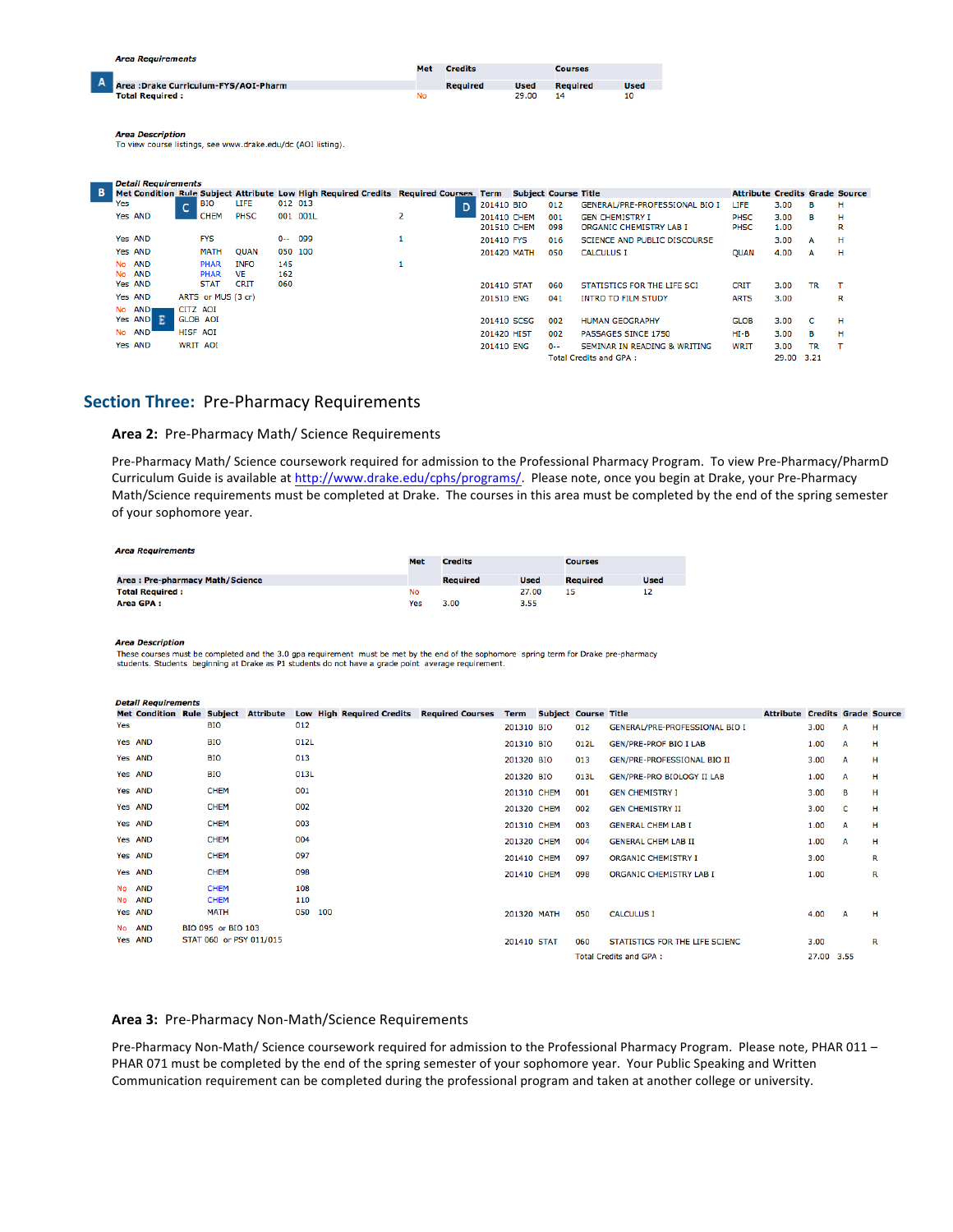**Area Requirements**

| | | Met | Credits | | Courses | |
|---|---|---|---|---|---|---|
| **A** | **Area :Drake Curriculum-FYS/AOI-Pharm** | | Required | Used | Required | Used |
| | **Total Required :** | No | | 29.00 | 14 | 10 |

**Area Description**

To view course listings, see www.drake.edu/dc (AOI listing).

**Detail Requirements**

| Met | Condition | Rule | Subject | Attribute | Low | High | Required Credits | Required Courses | Term | Subject | Course | Title | Attribute | Credits | Grade | Source |
|---|---|---|---|---|---|---|---|---|---|---|---|---|---|---|---|---|
| Yes | | | BIO | LIFE | 012 | 013 | | | 201410 | BIO | 012 | GENERAL/PRE-PROFESSIONAL BIO I | LIFE | 3.00 | B | H |
| Yes | AND | | CHEM | PHSC | 001 | 001L | 2 | | 201410 | CHEM | 001 | GEN CHEMISTRY I | PHSC | 3.00 | B | H |
| | | | | | | | | | 201510 | CHEM | 098 | ORGANIC CHEMISTRY LAB I | PHSC | 1.00 | | R |
| Yes | AND | | FYS | | 0-- | 099 | 1 | | 201410 | FYS | 016 | SCIENCE AND PUBLIC DISCOURSE | | 3.00 | A | H |
| Yes | AND | | MATH | QUAN | 050 | 100 | | | 201420 | MATH | 050 | CALCULUS I | QUAN | 4.00 | A | H |
| No | AND | | PHAR | INFO | 145 | | 1 | | | | | | | | | |
| No | AND | | PHAR | VE | 162 | | | | | | | | | | | |
| Yes | AND | | STAT | CRIT | 060 | | | | 201410 | STAT | 060 | STATISTICS FOR THE LIFE SCI | CRIT | 3.00 | TR | T |
| Yes | AND | ARTS or MUS (3 cr) | | | | | | | 201510 | ENG | 041 | INTRO TO FILM STUDY | ARTS | 3.00 | | R |
| No | AND | CITZ AOI | | | | | | | | | | | | | | |
| Yes | AND | GLOB AOI | | | | | | | 201410 | SCSG | 002 | HUMAN GEOGRAPHY | GLOB | 3.00 | C | H |
| No | AND | HISF AOI | | | | | | | 201420 | HIST | 002 | PASSAGES SINCE 1750 | HI-B | 3.00 | B | H |
| Yes | AND | WRIT AOI | | | | | | | 201410 | ENG | 0-- | SEMINAR IN READING & WRITING | WRIT | 3.00 | TR | T |
| | | | | | | | | | | | | Total Credits and GPA : | | 29.00 | 3.21 | |

## Section Three: Pre-Pharmacy Requirements

### Area 2: Pre-Pharmacy Math/ Science Requirements

Pre-Pharmacy Math/ Science coursework required for admission to the Professional Pharmacy Program. To view Pre-Pharmacy/PharmD Curriculum Guide is available at http://www.drake.edu/cphs/programs/. Please note, once you begin at Drake, your Pre-Pharmacy Math/Science requirements must be completed at Drake. The courses in this area must be completed by the end of the spring semester of your sophomore year.

**Area Requirements**

| | Met | Credits | | Courses | |
|---|---|---|---|---|---|
| **Area : Pre-pharmacy Math/Science** | | Required | Used | Required | Used |
| **Total Required :** | No | | 27.00 | 15 | 12 |
| **Area GPA :** | Yes | 3.00 | 3.55 | | |

**Area Description**

These courses must be completed and the 3.0 gpa requirement must be met by the end of the sophomore spring term for Drake pre-pharmacy students. Students beginning at Drake as P1 students do not have a grade point average requirement.

**Detail Requirements**

| Met | Condition | Rule | Subject | Attribute | Low | High | Required Credits | Required Courses | Term | Subject | Course | Title | Attribute | Credits | Grade | Source |
|---|---|---|---|---|---|---|---|---|---|---|---|---|---|---|---|---|
| Yes | | | BIO | | 012 | | | | 201310 | BIO | 012 | GENERAL/PRE-PROFESSIONAL BIO I | | 3.00 | A | H |
| Yes | AND | | BIO | | 012L | | | | 201310 | BIO | 012L | GEN/PRE-PROF BIO I LAB | | 1.00 | A | H |
| Yes | AND | | BIO | | 013 | | | | 201320 | BIO | 013 | GEN/PRE-PROFESSIONAL BIO II | | 3.00 | A | H |
| Yes | AND | | BIO | | 013L | | | | 201320 | BIO | 013L | GEN/PRE-PRO BIOLOGY II LAB | | 1.00 | A | H |
| Yes | AND | | CHEM | | 001 | | | | 201310 | CHEM | 001 | GEN CHEMISTRY I | | 3.00 | B | H |
| Yes | AND | | CHEM | | 002 | | | | 201320 | CHEM | 002 | GEN CHEMISTRY II | | 3.00 | C | H |
| Yes | AND | | CHEM | | 003 | | | | 201310 | CHEM | 003 | GENERAL CHEM LAB I | | 1.00 | A | H |
| Yes | AND | | CHEM | | 004 | | | | 201320 | CHEM | 004 | GENERAL CHEM LAB II | | 1.00 | A | H |
| Yes | AND | | CHEM | | 097 | | | | 201410 | CHEM | 097 | ORGANIC CHEMISTRY I | | 3.00 | | R |
| Yes | AND | | CHEM | | 098 | | | | 201410 | CHEM | 098 | ORGANIC CHEMISTRY LAB I | | 1.00 | | R |
| No | AND | | CHEM | | 108 | | | | | | | | | | | |
| No | AND | | CHEM | | 110 | | | | | | | | | | | |
| Yes | AND | | MATH | | 050 | 100 | | | 201320 | MATH | 050 | CALCULUS I | | 4.00 | A | H |
| No | AND | BIO 095 or BIO 103 | | | | | | | | | | | | | | |
| Yes | AND | STAT 060 or PSY 011/015 | | | | | | | 201410 | STAT | 060 | STATISTICS FOR THE LIFE SCIENC | | 3.00 | | R |
| | | | | | | | | | | | | Total Credits and GPA : | | 27.00 | 3.55 | |

### Area 3: Pre-Pharmacy Non-Math/Science Requirements

Pre-Pharmacy Non-Math/ Science coursework required for admission to the Professional Pharmacy Program. Please note, PHAR 011 – PHAR 071 must be completed by the end of the spring semester of your sophomore year. Your Public Speaking and Written Communication requirement can be completed during the professional program and taken at another college or university.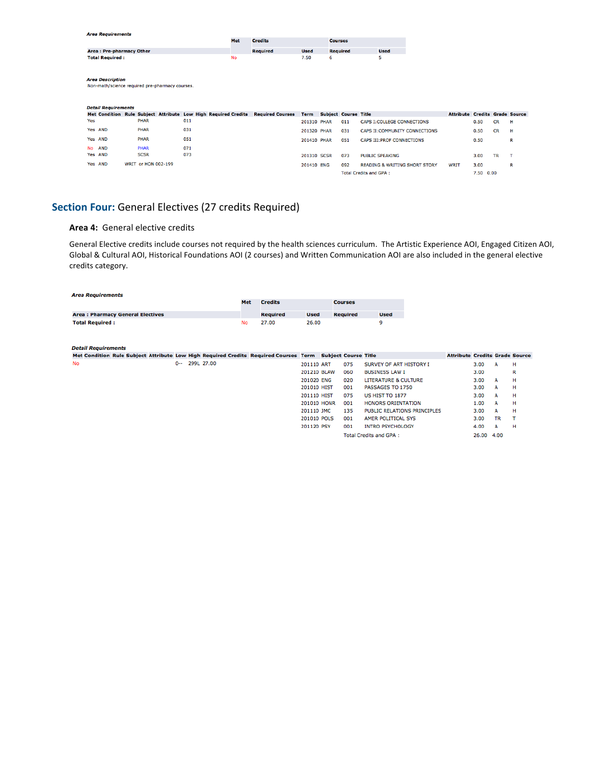***Area Requirements***

| | Met | Credits | | Courses | |
|---|---|---|---|---|---|
| **Area : Pre-pharmacy Other** | | **Required** | **Used** | **Required** | **Used** |
| **Total Required :** | No | | 7.50 | 6 | 5 |

***Area Description***

Non-math/science required pre-pharmacy courses.

***Detail Requirements***

| Met | Condition | Rule | Subject | Attribute | Low | High | Required Credits | Required Courses | Term | Subject | Course | Title | Attribute | Credits | Grade | Source |
|---|---|---|---|---|---|---|---|---|---|---|---|---|---|---|---|---|
| Yes | | | PHAR | | 011 | | | | 201310 | PHAR | 011 | CAPS I:COLLEGE CONNECTIONS | | 0.50 | CR | H |
| Yes | AND | | PHAR | | 031 | | | | 201320 | PHAR | 031 | CAPS II:COMMUNITY CONNECTIONS | | 0.50 | CR | H |
| Yes | AND | | PHAR | | 051 | | | | 201410 | PHAR | 051 | CAPS III:PROF CONNECTIONS | | 0.50 | | R |
| No | AND | | PHAR | | 071 | | | | | | | | | | | |
| Yes | AND | | SCSR | | 073 | | | | 201310 | SCSR | 073 | PUBLIC SPEAKING | | 3.00 | TR | T |
| Yes | AND | | | WRIT | or HON 002-199 | | | | 201410 | ENG | 092 | READING & WRITING SHORT STORY | WRIT | 3.00 | | R |
| | | | | | | | | | | | | Total Credits and GPA : | | 7.50 | 0.00 | |

## Section Four: General Electives (27 credits Required)

### Area 4: General elective credits

General Elective credits include courses not required by the health sciences curriculum. The Artistic Experience AOI, Engaged Citizen AOI, Global & Cultural AOI, Historical Foundations AOI (2 courses) and Written Communication AOI are also included in the general elective credits category.

***Area Requirements***

| | Met | Credits | | Courses | |
|---|---|---|---|---|---|
| **Area : Pharmacy General Electives** | | **Required** | **Used** | **Required** | **Used** |
| **Total Required :** | No | 27.00 | 26.00 | | 9 |

***Detail Requirements***

| Met | Condition | Rule | Subject | Attribute | Low | High | Required Credits | Required Courses | Term | Subject | Course | Title | Attribute | Credits | Grade | Source |
|---|---|---|---|---|---|---|---|---|---|---|---|---|---|---|---|---|
| No | | | | | 0-- | 299L | 27.00 | | 201110 | ART | 075 | SURVEY OF ART HISTORY I | | 3.00 | A | H |
| | | | | | | | | | 201210 | BLAW | 060 | BUSINESS LAW I | | 3.00 | | R |
| | | | | | | | | | 201020 | ENG | 020 | LITERATURE & CULTURE | | 3.00 | A | H |
| | | | | | | | | | 201010 | HIST | 001 | PASSAGES TO 1750 | | 3.00 | A | H |
| | | | | | | | | | 201110 | HIST | 075 | US HIST TO 1877 | | 3.00 | A | H |
| | | | | | | | | | 201010 | HONR | 001 | HONORS ORIENTATION | | 1.00 | A | H |
| | | | | | | | | | 201110 | JMC | 135 | PUBLIC RELATIONS PRINCIPLES | | 3.00 | A | H |
| | | | | | | | | | 201010 | POLS | 001 | AMER POLITICAL SYS | | 3.00 | TR | T |
| | | | | | | | | | 201120 | PSY | 001 | INTRO PSYCHOLOGY | | 4.00 | A | H |
| | | | | | | | | | | | | Total Credits and GPA : | | 26.00 | 4.00 | |